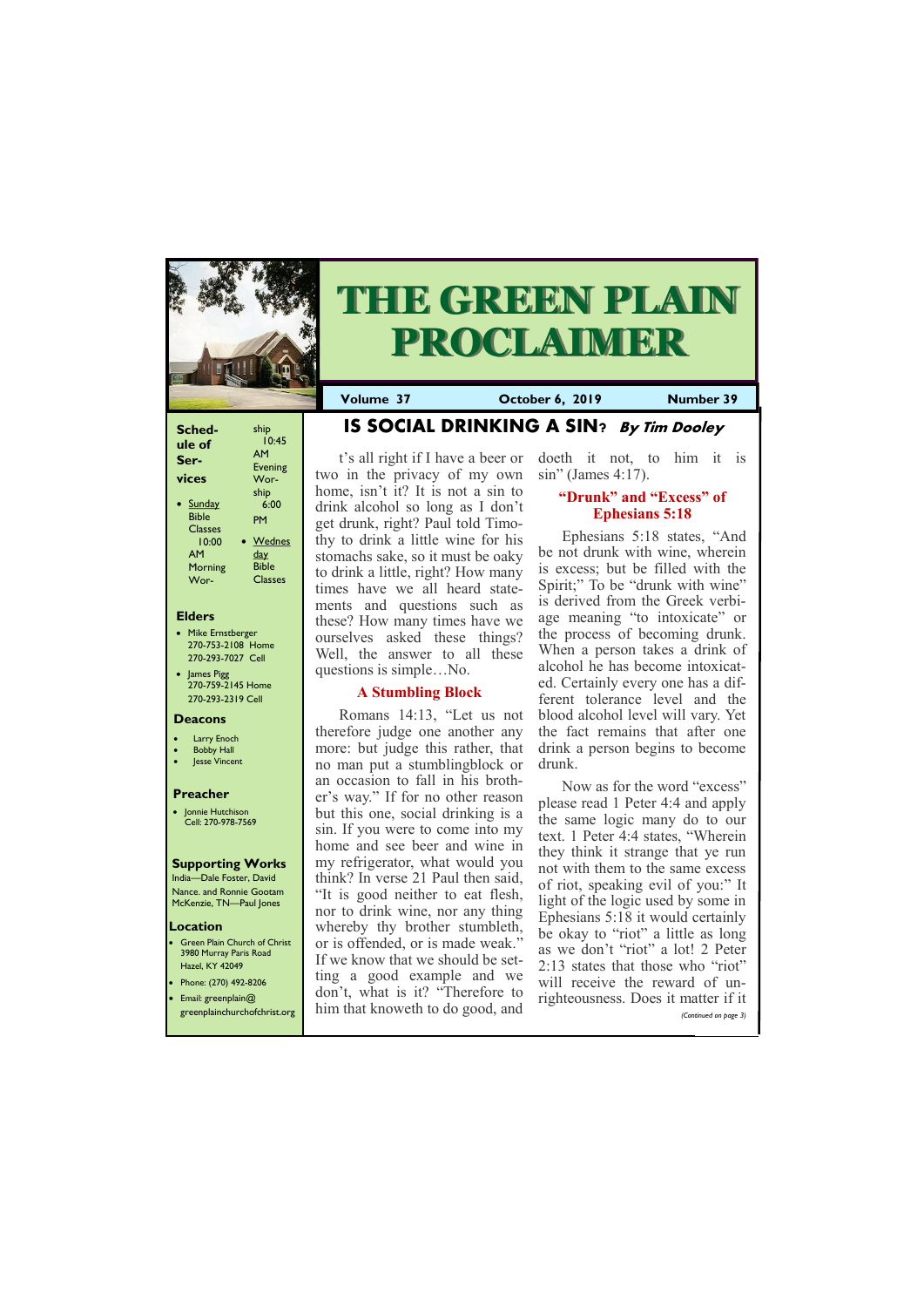# THE GREEN PLAIN PROCLAIMER

**Volume 37** | **October 6, 2019** | **Number 39**

**Schedule of Services**

- Sunday Bible Classes 10:00 AM Morning Worship 10:45 AM Evening Worship 6:00 PM
- Wednesday Bible Classes

**Elders**

- Mike Ernstberger 270-753-2108 Home 270-293-7027 Cell
- James Pigg 270-759-2145 Home 270-293-2319 Cell

**Deacons**

- Larry Enoch
- Bobby Hall
- Jesse Vincent

**Preacher**

- Jonnie Hutchison Cell: 270-978-7569

**Supporting Works**

India—Dale Foster, David Nance. and Ronnie Gootam McKenzie, TN—Paul Jones

**Location**

- Green Plain Church of Christ 3980 Murray Paris Road Hazel, KY 42049
- Phone: (270) 492-8206
- Email: greenplain@greenplainchurchofchrist.org

## IS SOCIAL DRINKING A SIN? *By Tim Dooley*

It's all right if I have a beer or two in the privacy of my own home, isn't it? It is not a sin to drink alcohol so long as I don't get drunk, right? Paul told Timothy to drink a little wine for his stomachs sake, so it must be oaky to drink a little, right? How many times have we all heard statements and questions such as these? How many times have we ourselves asked these things? Well, the answer to all these questions is simple…No.

### A Stumbling Block

Romans 14:13, "Let us not therefore judge one another any more: but judge this rather, that no man put a stumblingblock or an occasion to fall in his brother's way." If for no other reason but this one, social drinking is a sin. If you were to come into my home and see beer and wine in my refrigerator, what would you think? In verse 21 Paul then said, "It is good neither to eat flesh, nor to drink wine, nor any thing whereby thy brother stumbleth, or is offended, or is made weak." If we know that we should be setting a good example and we don't, what is it? "Therefore to him that knoweth to do good, and doeth it not, to him it is sin" (James 4:17).

### "Drunk" and "Excess" of Ephesians 5:18

Ephesians 5:18 states, "And be not drunk with wine, wherein is excess; but be filled with the Spirit;" To be "drunk with wine" is derived from the Greek verbiage meaning "to intoxicate" or the process of becoming drunk. When a person takes a drink of alcohol he has become intoxicated. Certainly every one has a different tolerance level and the blood alcohol level will vary. Yet the fact remains that after one drink a person begins to become drunk.

Now as for the word "excess" please read 1 Peter 4:4 and apply the same logic many do to our text. 1 Peter 4:4 states, "Wherein they think it strange that ye run not with them to the same excess of riot, speaking evil of you:" It light of the logic used by some in Ephesians 5:18 it would certainly be okay to "riot" a little as long as we don't "riot" a lot! 2 Peter 2:13 states that those who "riot" will receive the reward of unrighteousness. Does it matter if it

*(Continued on page 3)*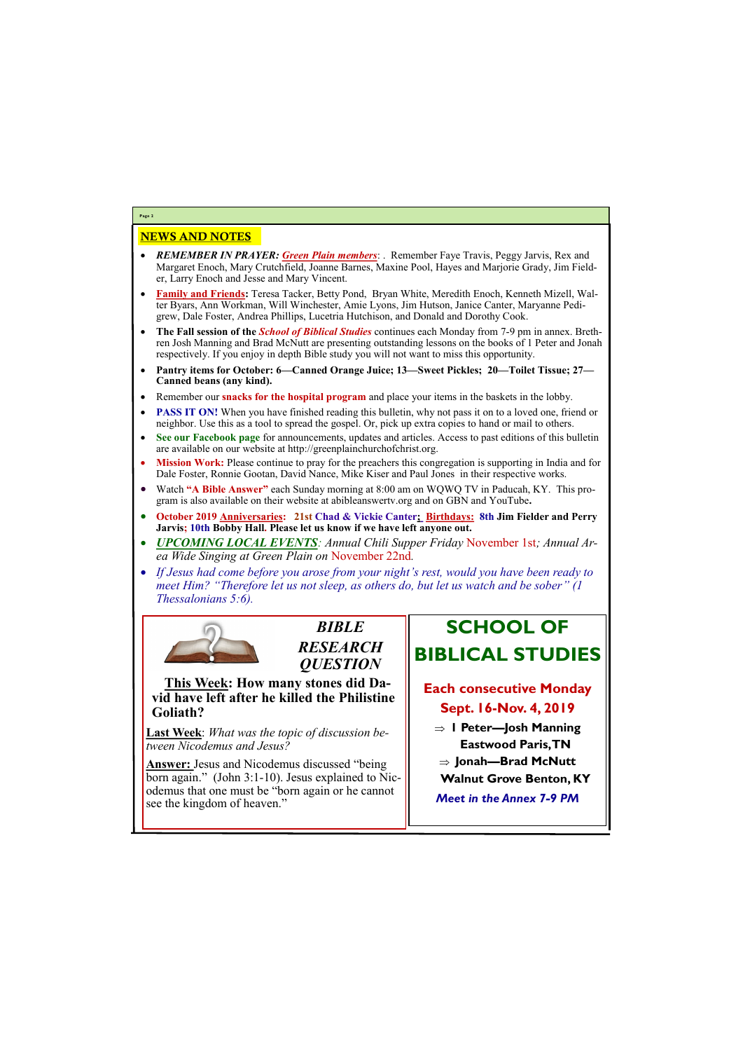## NEWS AND NOTES

- ***REMEMBER IN PRAYER: Green Plain members***: . Remember Faye Travis, Peggy Jarvis, Rex and Margaret Enoch, Mary Crutchfield, Joanne Barnes, Maxine Pool, Hayes and Marjorie Grady, Jim Fielder, Larry Enoch and Jesse and Mary Vincent.
- **Family and Friends:** Teresa Tacker, Betty Pond, Bryan White, Meredith Enoch, Kenneth Mizell, Walter Byars, Ann Workman, Will Winchester, Amie Lyons, Jim Hutson, Janice Canter, Maryanne Pedigrew, Dale Foster, Andrea Phillips, Lucetria Hutchison, and Donald and Dorothy Cook.
- **The Fall session of the *School of Biblical Studies*** continues each Monday from 7-9 pm in annex. Brethren Josh Manning and Brad McNutt are presenting outstanding lessons on the books of 1 Peter and Jonah respectively. If you enjoy in depth Bible study you will not want to miss this opportunity.
- **Pantry items for October: 6—Canned Orange Juice; 13—Sweet Pickles; 20—Toilet Tissue; 27—Canned beans (any kind).**
- Remember our **snacks for the hospital program** and place your items in the baskets in the lobby.
- **PASS IT ON!** When you have finished reading this bulletin, why not pass it on to a loved one, friend or neighbor. Use this as a tool to spread the gospel. Or, pick up extra copies to hand or mail to others.
- **See our Facebook page** for announcements, updates and articles. Access to past editions of this bulletin are available on our website at http://greenplainchurchofchrist.org.
- **Mission Work:** Please continue to pray for the preachers this congregation is supporting in India and for Dale Foster, Ronnie Gootan, David Nance, Mike Kiser and Paul Jones in their respective works.
- Watch **"A Bible Answer"** each Sunday morning at 8:00 am on WQWQ TV in Paducah, KY. This program is also available on their website at abibleanswertv.org and on GBN and YouTube**.**
- **October 2019 Anniversaries: 21st Chad & Vickie Canter; Birthdays: 8th Jim Fielder and Perry Jarvis; 10th Bobby Hall. Please let us know if we have left anyone out.**
- ***UPCOMING LOCAL EVENTS****: Annual Chili Supper Friday* November 1st*; Annual Area Wide Singing at Green Plain on* November 22nd.
- *If Jesus had come before you arose from your night's rest, would you have been ready to meet Him? "Therefore let us not sleep, as others do, but let us watch and be sober" (1 Thessalonians 5:6).*

## *BIBLE RESEARCH QUESTION*

**This Week: How many stones did David have left after he killed the Philistine Goliath?**

**Last Week**: *What was the topic of discussion between Nicodemus and Jesus?*

**Answer:** Jesus and Nicodemus discussed "being born again." (John 3:1-10). Jesus explained to Nicodemus that one must be "born again or he cannot see the kingdom of heaven."

## SCHOOL OF BIBLICAL STUDIES

**Each consecutive Monday**
**Sept. 16-Nov. 4, 2019**

- **1 Peter—Josh Manning**
  **Eastwood Paris, TN**
- **Jonah—Brad McNutt**
  **Walnut Grove Benton, KY**

***Meet in the Annex 7-9 PM***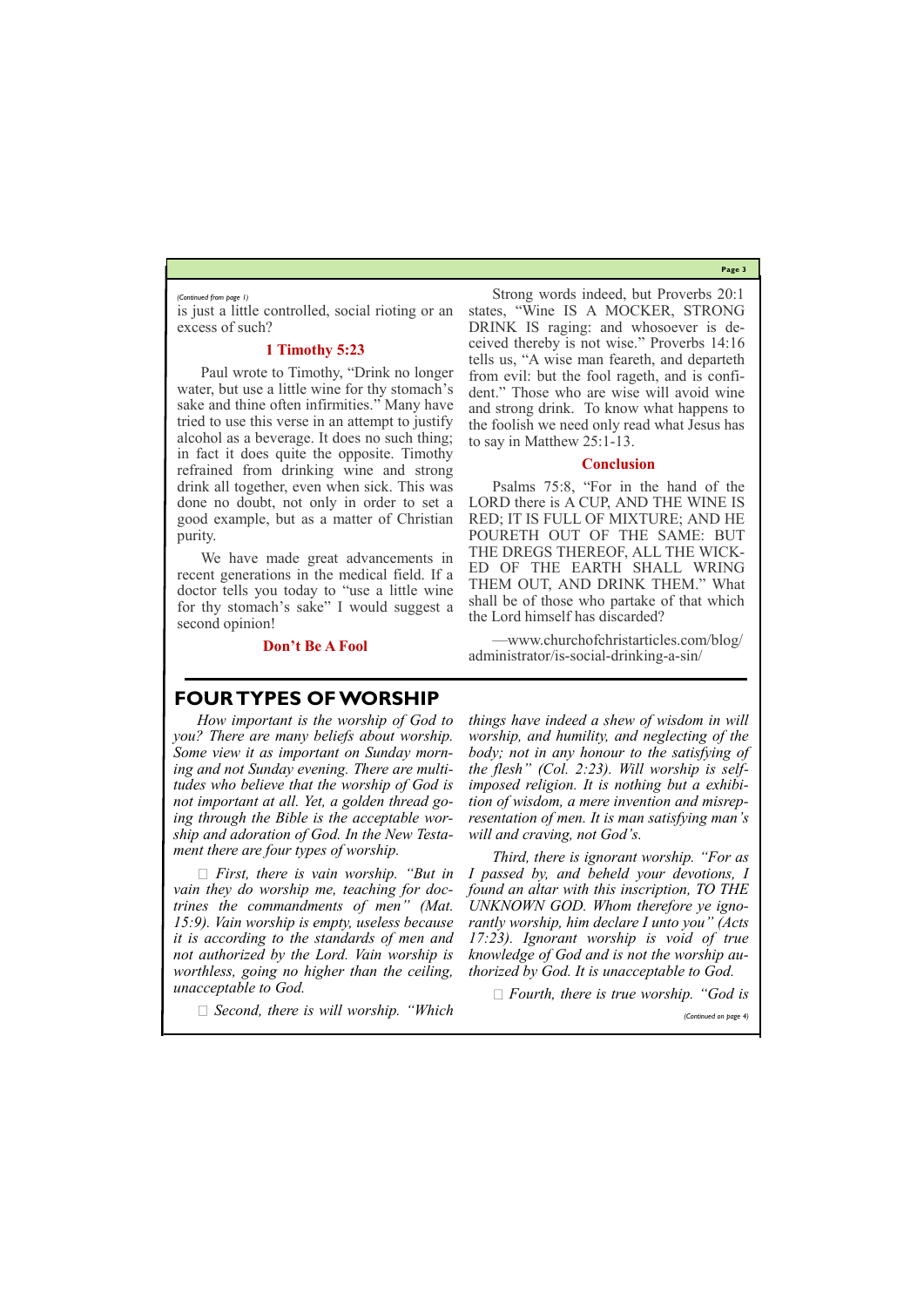*(Continued from page 1)*

is just a little controlled, social rioting or an excess of such?

### 1 Timothy 5:23

Paul wrote to Timothy, "Drink no longer water, but use a little wine for thy stomach's sake and thine often infirmities." Many have tried to use this verse in an attempt to justify alcohol as a beverage. It does no such thing; in fact it does quite the opposite. Timothy refrained from drinking wine and strong drink all together, even when sick. This was done no doubt, not only in order to set a good example, but as a matter of Christian purity.

We have made great advancements in recent generations in the medical field. If a doctor tells you today to "use a little wine for thy stomach's sake" I would suggest a second opinion!

### Don't Be A Fool

Strong words indeed, but Proverbs 20:1 states, "Wine IS A MOCKER, STRONG DRINK IS raging: and whosoever is deceived thereby is not wise." Proverbs 14:16 tells us, "A wise man feareth, and departeth from evil: but the fool rageth, and is confident." Those who are wise will avoid wine and strong drink. To know what happens to the foolish we need only read what Jesus has to say in Matthew 25:1-13.

### Conclusion

Psalms 75:8, "For in the hand of the LORD there is A CUP, AND THE WINE IS RED; IT IS FULL OF MIXTURE; AND HE POURETH OUT OF THE SAME: BUT THE DREGS THEREOF, ALL THE WICKED OF THE EARTH SHALL WRING THEM OUT, AND DRINK THEM." What shall be of those who partake of that which the Lord himself has discarded?

—www.churchofchristarticles.com/blog/administrator/is-social-drinking-a-sin/

## FOUR TYPES OF WORSHIP

*How important is the worship of God to you? There are many beliefs about worship. Some view it as important on Sunday morning and not Sunday evening. There are multitudes who believe that the worship of God is not important at all. Yet, a golden thread going through the Bible is the acceptable worship and adoration of God. In the New Testament there are four types of worship.*

- *First, there is vain worship. "But in vain they do worship me, teaching for doctrines the commandments of men" (Mat. 15:9). Vain worship is empty, useless because it is according to the standards of men and not authorized by the Lord. Vain worship is worthless, going no higher than the ceiling, unacceptable to God.*

- *Second, there is will worship. "Which things have indeed a shew of wisdom in will worship, and humility, and neglecting of the body; not in any honour to the satisfying of the flesh" (Col. 2:23). Will worship is self-imposed religion. It is nothing but a exhibition of wisdom, a mere invention and misrepresentation of men. It is man satisfying man's will and craving, not God's.*

*Third, there is ignorant worship. "For as I passed by, and beheld your devotions, I found an altar with this inscription, TO THE UNKNOWN GOD. Whom therefore ye ignorantly worship, him declare I unto you" (Acts 17:23). Ignorant worship is void of true knowledge of God and is not the worship authorized by God. It is unacceptable to God.*

- *Fourth, there is true worship. "God is*

*(Continued on page 4)*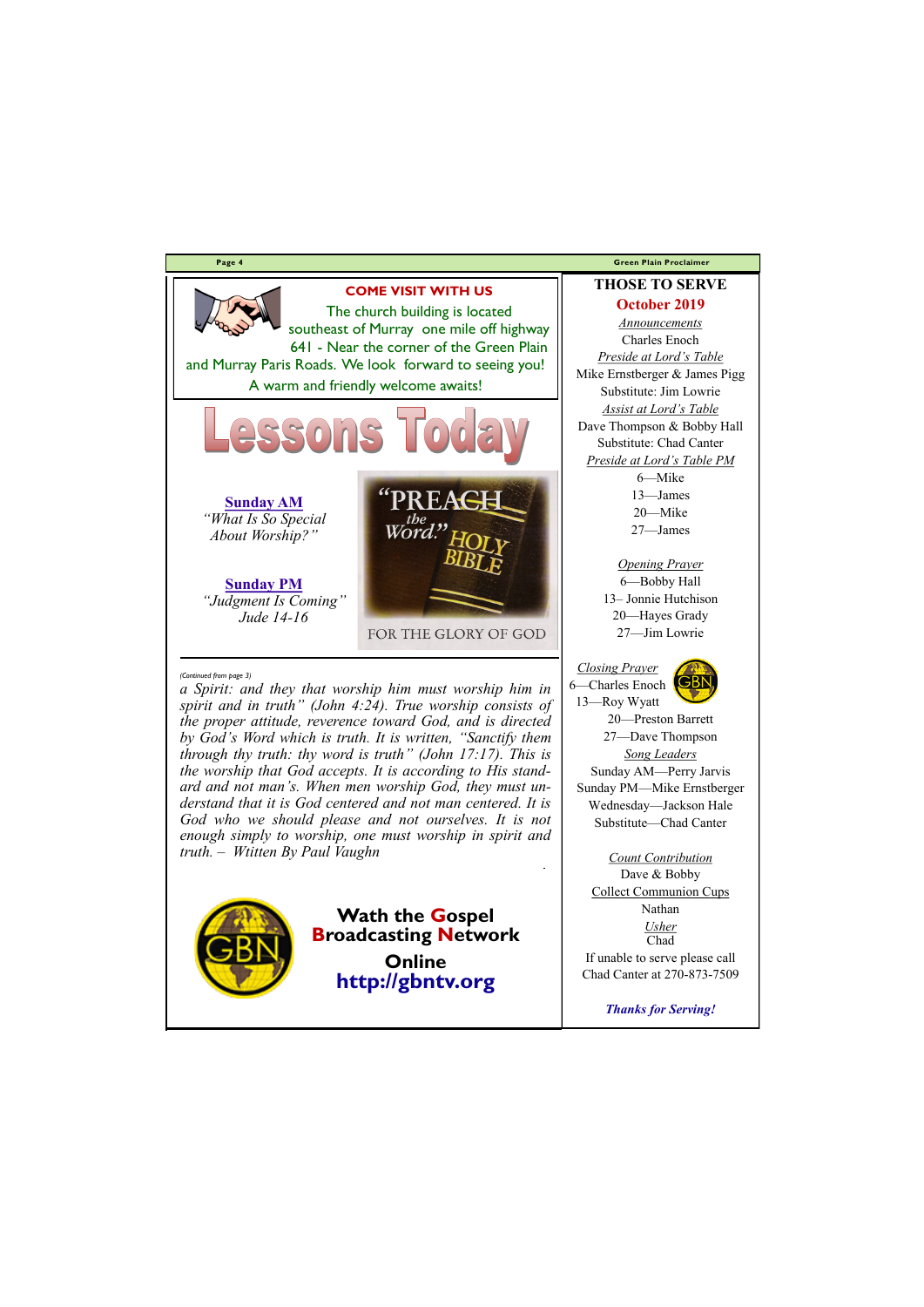## COME VISIT WITH US

The church building is located southeast of Murray one mile off highway 641 - Near the corner of the Green Plain and Murray Paris Roads. We look forward to seeing you! A warm and friendly welcome awaits!

# Lessons Today

**Sunday AM**
*"What Is So Special About Worship?"*

**Sunday PM**
*"Judgment Is Coming"*
*Jude 14-16*

"PREACH the Word." HOLY BIBLE

FOR THE GLORY OF GOD

*(Continued from page 3)*

*a Spirit: and they that worship him must worship him in spirit and in truth" (John 4:24). True worship consists of the proper attitude, reverence toward God, and is directed by God's Word which is truth. It is written, "Sanctify them through thy truth: thy word is truth" (John 17:17). This is the worship that God accepts. It is according to His standard and not man's. When men worship God, they must understand that it is God centered and not man centered. It is God who we should please and not ourselves. It is not enough simply to worship, one must worship in spirit and truth. – Wtitten By Paul Vaughn*

**Wath the Gospel Broadcasting Network Online**
**http://gbntv.org**

## THOSE TO SERVE
## October 2019

*Announcements*
Charles Enoch

*Preside at Lord's Table*
Mike Ernstberger & James Pigg
Substitute: Jim Lowrie

*Assist at Lord's Table*
Dave Thompson & Bobby Hall
Substitute: Chad Canter

*Preside at Lord's Table PM*
6—Mike
13—James
20—Mike
27—James

*Opening Prayer*
6—Bobby Hall
13– Jonnie Hutchison
20—Hayes Grady
27—Jim Lowrie

*Closing Prayer*
6—Charles Enoch
13—Roy Wyatt
20—Preston Barrett
27—Dave Thompson

*Song Leaders*
Sunday AM—Perry Jarvis
Sunday PM—Mike Ernstberger
Wednesday—Jackson Hale
Substitute—Chad Canter

*Count Contribution*
Dave & Bobby

Collect Communion Cups
Nathan

*Usher*
Chad

If unable to serve please call Chad Canter at 270-873-7509

***Thanks for Serving!***